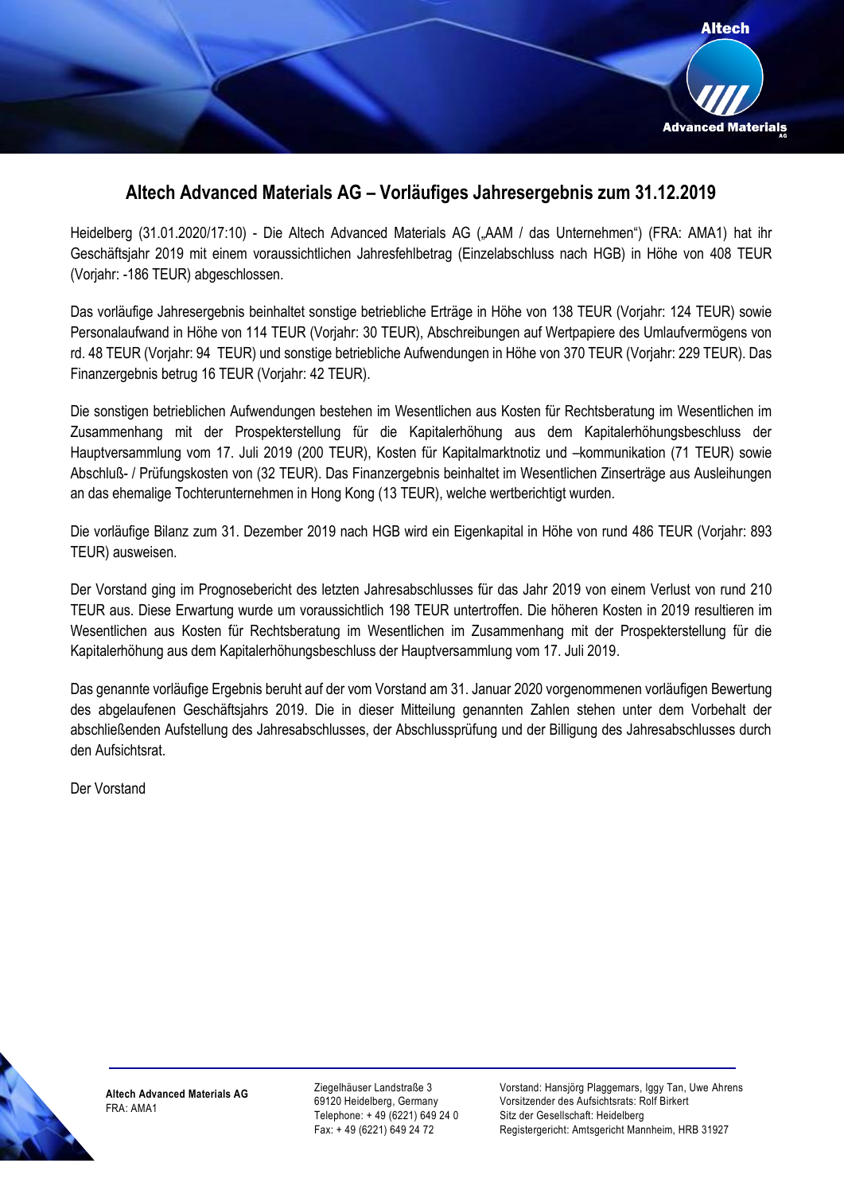# Altech Advanced Materials AG – Vorläufiges Jahresergebnis zum 31.12.2019

Heidelberg (31.01.2020/17:10) - Die Altech Advanced Materials AG („AAM / das Unternehmen") (FRA: AMA1) hat ihr Geschäftsjahr 2019 mit einem voraussichtlichen Jahresfehlbetrag (Einzelabschluss nach HGB) in Höhe von 408 TEUR (Vorjahr: -186 TEUR) abgeschlossen.

Das vorläufige Jahresergebnis beinhaltet sonstige betriebliche Erträge in Höhe von 138 TEUR (Vorjahr: 124 TEUR) sowie Personalaufwand in Höhe von 114 TEUR (Vorjahr: 30 TEUR), Abschreibungen auf Wertpapiere des Umlaufvermögens von rd. 48 TEUR (Vorjahr: 94 TEUR) und sonstige betriebliche Aufwendungen in Höhe von 370 TEUR (Vorjahr: 229 TEUR). Das Finanzergebnis betrug 16 TEUR (Vorjahr: 42 TEUR).

Die sonstigen betrieblichen Aufwendungen bestehen im Wesentlichen aus Kosten für Rechtsberatung im Wesentlichen im Zusammenhang mit der Prospekterstellung für die Kapitalerhöhung aus dem Kapitalerhöhungsbeschluss der Hauptversammlung vom 17. Juli 2019 (200 TEUR), Kosten für Kapitalmarktnotiz und –kommunikation (71 TEUR) sowie Abschluß- / Prüfungskosten von (32 TEUR). Das Finanzergebnis beinhaltet im Wesentlichen Zinserträge aus Ausleihungen an das ehemalige Tochterunternehmen in Hong Kong (13 TEUR), welche wertberichtigt wurden.

Die vorläufige Bilanz zum 31. Dezember 2019 nach HGB wird ein Eigenkapital in Höhe von rund 486 TEUR (Vorjahr: 893 TEUR) ausweisen.

Der Vorstand ging im Prognosebericht des letzten Jahresabschlusses für das Jahr 2019 von einem Verlust von rund 210 TEUR aus. Diese Erwartung wurde um voraussichtlich 198 TEUR untertroffen. Die höheren Kosten in 2019 resultieren im Wesentlichen aus Kosten für Rechtsberatung im Wesentlichen im Zusammenhang mit der Prospekterstellung für die Kapitalerhöhung aus dem Kapitalerhöhungsbeschluss der Hauptversammlung vom 17. Juli 2019.

Das genannte vorläufige Ergebnis beruht auf der vom Vorstand am 31. Januar 2020 vorgenommenen vorläufigen Bewertung des abgelaufenen Geschäftsjahrs 2019. Die in dieser Mitteilung genannten Zahlen stehen unter dem Vorbehalt der abschließenden Aufstellung des Jahresabschlusses, der Abschlussprüfung und der Billigung des Jahresabschlusses durch den Aufsichtsrat.

Der Vorstand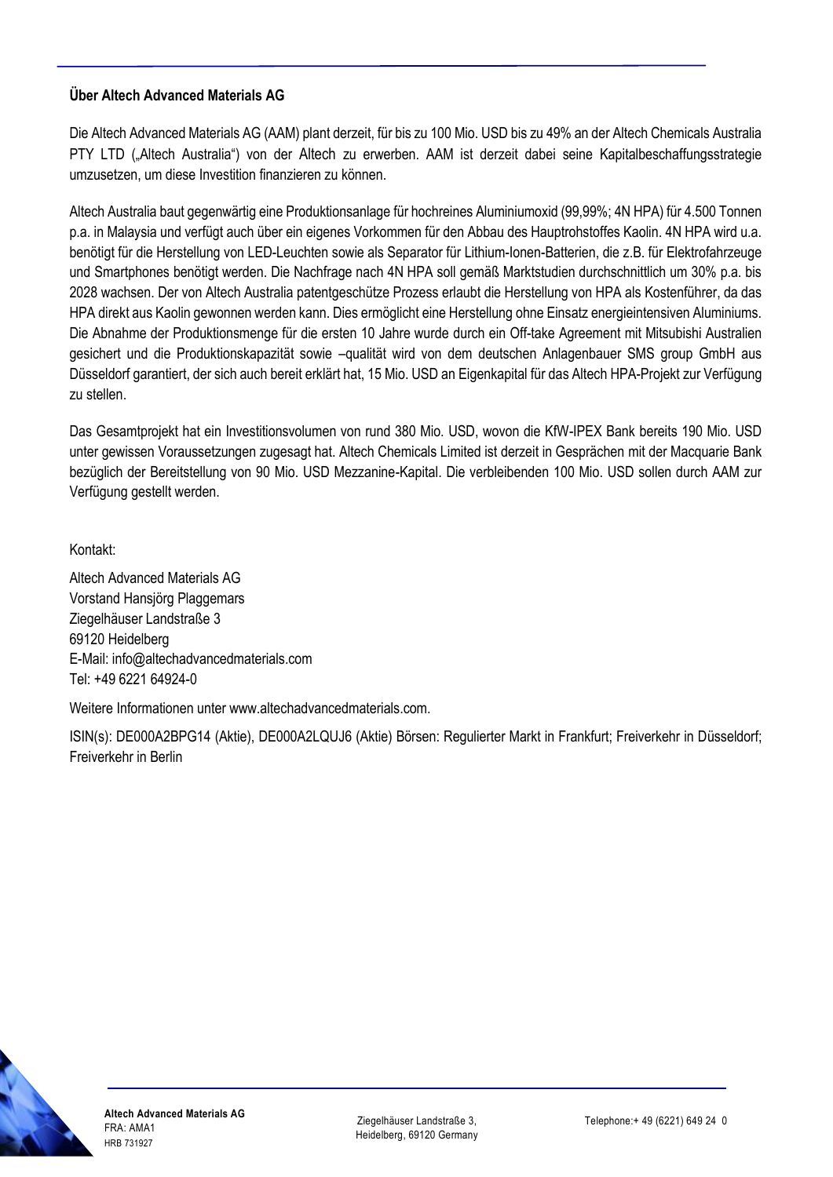**Über Altech Advanced Materials AG**

Die Altech Advanced Materials AG (AAM) plant derzeit, für bis zu 100 Mio. USD bis zu 49% an der Altech Chemicals Australia PTY LTD („Altech Australia") von der Altech zu erwerben. AAM ist derzeit dabei seine Kapitalbeschaffungsstrategie umzusetzen, um diese Investition finanzieren zu können.

Altech Australia baut gegenwärtig eine Produktionsanlage für hochreines Aluminiumoxid (99,99%; 4N HPA) für 4.500 Tonnen p.a. in Malaysia und verfügt auch über ein eigenes Vorkommen für den Abbau des Hauptrohstoffes Kaolin. 4N HPA wird u.a. benötigt für die Herstellung von LED-Leuchten sowie als Separator für Lithium-Ionen-Batterien, die z.B. für Elektrofahrzeuge und Smartphones benötigt werden. Die Nachfrage nach 4N HPA soll gemäß Marktstudien durchschnittlich um 30% p.a. bis 2028 wachsen. Der von Altech Australia patentgeschütze Prozess erlaubt die Herstellung von HPA als Kostenführer, da das HPA direkt aus Kaolin gewonnen werden kann. Dies ermöglicht eine Herstellung ohne Einsatz energieintensiven Aluminiums. Die Abnahme der Produktionsmenge für die ersten 10 Jahre wurde durch ein Off-take Agreement mit Mitsubishi Australien gesichert und die Produktionskapazität sowie –qualität wird von dem deutschen Anlagenbauer SMS group GmbH aus Düsseldorf garantiert, der sich auch bereit erklärt hat, 15 Mio. USD an Eigenkapital für das Altech HPA-Projekt zur Verfügung zu stellen.

Das Gesamtprojekt hat ein Investitionsvolumen von rund 380 Mio. USD, wovon die KfW-IPEX Bank bereits 190 Mio. USD unter gewissen Voraussetzungen zugesagt hat. Altech Chemicals Limited ist derzeit in Gesprächen mit der Macquarie Bank bezüglich der Bereitstellung von 90 Mio. USD Mezzanine-Kapital. Die verbleibenden 100 Mio. USD sollen durch AAM zur Verfügung gestellt werden.

Kontakt:

Altech Advanced Materials AG
Vorstand Hansjörg Plaggemars
Ziegelhäuser Landstraße 3
69120 Heidelberg
E-Mail: info@altechadvancedmaterials.com
Tel: +49 6221 64924-0

Weitere Informationen unter www.altechadvancedmaterials.com.

ISIN(s): DE000A2BPG14 (Aktie), DE000A2LQUJ6 (Aktie) Börsen: Regulierter Markt in Frankfurt; Freiverkehr in Düsseldorf; Freiverkehr in Berlin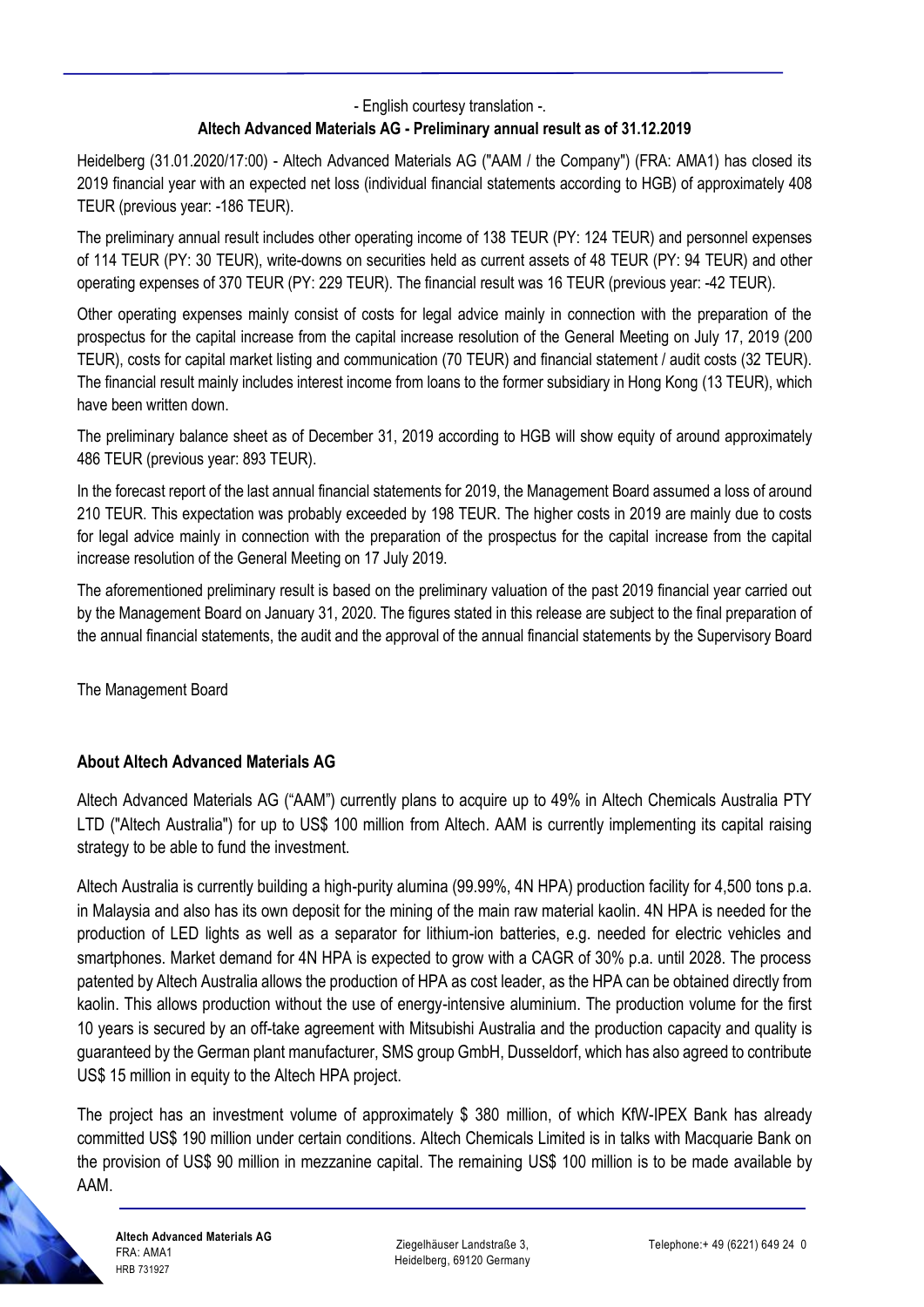- English courtesy translation -.

**Altech Advanced Materials AG - Preliminary annual result as of 31.12.2019**

Heidelberg (31.01.2020/17:00) - Altech Advanced Materials AG ("AAM / the Company") (FRA: AMA1) has closed its 2019 financial year with an expected net loss (individual financial statements according to HGB) of approximately 408 TEUR (previous year: -186 TEUR).

The preliminary annual result includes other operating income of 138 TEUR (PY: 124 TEUR) and personnel expenses of 114 TEUR (PY: 30 TEUR), write-downs on securities held as current assets of 48 TEUR (PY: 94 TEUR) and other operating expenses of 370 TEUR (PY: 229 TEUR). The financial result was 16 TEUR (previous year: -42 TEUR).

Other operating expenses mainly consist of costs for legal advice mainly in connection with the preparation of the prospectus for the capital increase from the capital increase resolution of the General Meeting on July 17, 2019 (200 TEUR), costs for capital market listing and communication (70 TEUR) and financial statement / audit costs (32 TEUR). The financial result mainly includes interest income from loans to the former subsidiary in Hong Kong (13 TEUR), which have been written down.

The preliminary balance sheet as of December 31, 2019 according to HGB will show equity of around approximately 486 TEUR (previous year: 893 TEUR).

In the forecast report of the last annual financial statements for 2019, the Management Board assumed a loss of around 210 TEUR. This expectation was probably exceeded by 198 TEUR. The higher costs in 2019 are mainly due to costs for legal advice mainly in connection with the preparation of the prospectus for the capital increase from the capital increase resolution of the General Meeting on 17 July 2019.

The aforementioned preliminary result is based on the preliminary valuation of the past 2019 financial year carried out by the Management Board on January 31, 2020. The figures stated in this release are subject to the final preparation of the annual financial statements, the audit and the approval of the annual financial statements by the Supervisory Board

The Management Board

## About Altech Advanced Materials AG

Altech Advanced Materials AG ("AAM") currently plans to acquire up to 49% in Altech Chemicals Australia PTY LTD ("Altech Australia") for up to US$ 100 million from Altech. AAM is currently implementing its capital raising strategy to be able to fund the investment.

Altech Australia is currently building a high-purity alumina (99.99%, 4N HPA) production facility for 4,500 tons p.a. in Malaysia and also has its own deposit for the mining of the main raw material kaolin. 4N HPA is needed for the production of LED lights as well as a separator for lithium-ion batteries, e.g. needed for electric vehicles and smartphones. Market demand for 4N HPA is expected to grow with a CAGR of 30% p.a. until 2028. The process patented by Altech Australia allows the production of HPA as cost leader, as the HPA can be obtained directly from kaolin. This allows production without the use of energy-intensive aluminium. The production volume for the first 10 years is secured by an off-take agreement with Mitsubishi Australia and the production capacity and quality is guaranteed by the German plant manufacturer, SMS group GmbH, Dusseldorf, which has also agreed to contribute US$ 15 million in equity to the Altech HPA project.

The project has an investment volume of approximately $ 380 million, of which KfW-IPEX Bank has already committed US$ 190 million under certain conditions. Altech Chemicals Limited is in talks with Macquarie Bank on the provision of US$ 90 million in mezzanine capital. The remaining US$ 100 million is to be made available by AAM.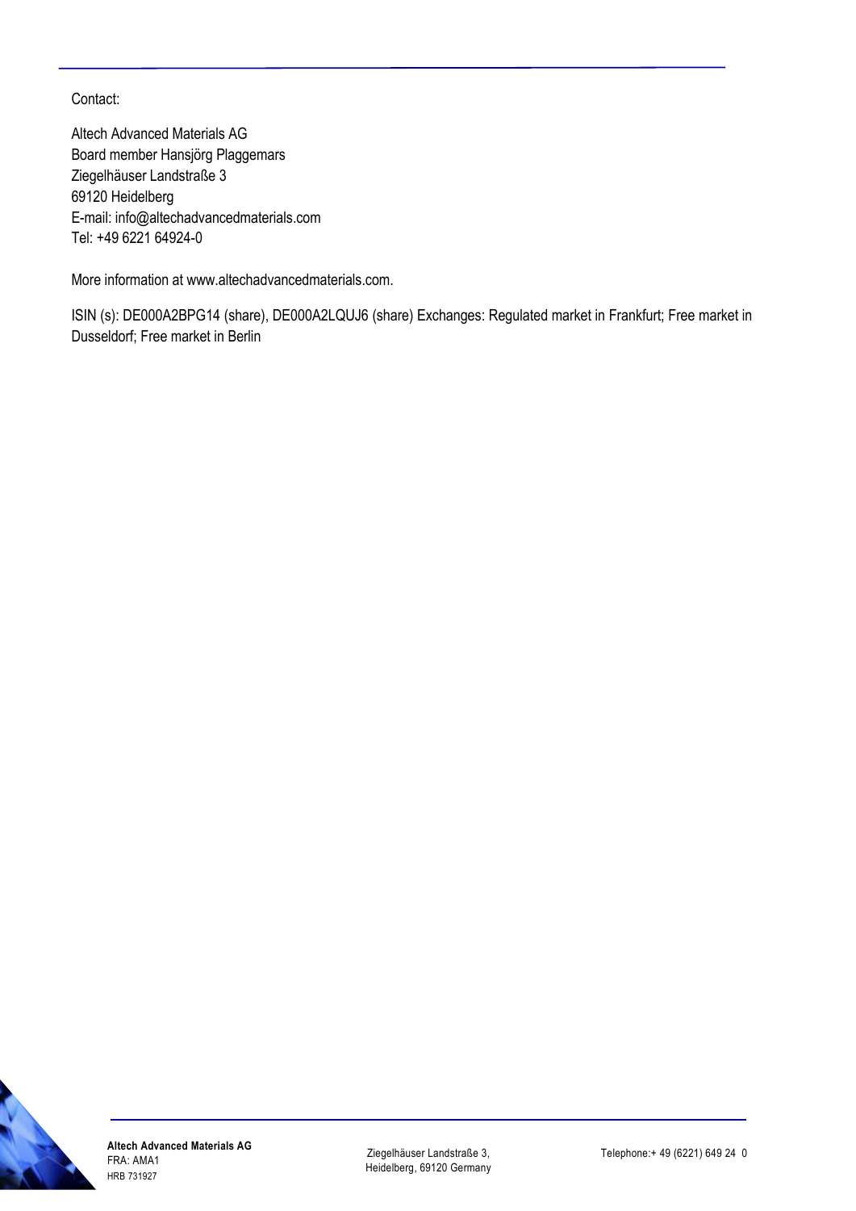Contact:

Altech Advanced Materials AG
Board member Hansjörg Plaggemars
Ziegelhäuser Landstraße 3
69120 Heidelberg
E-mail: info@altechadvancedmaterials.com
Tel: +49 6221 64924-0

More information at www.altechadvancedmaterials.com.

ISIN (s): DE000A2BPG14 (share), DE000A2LQUJ6 (share) Exchanges: Regulated market in Frankfurt; Free market in Dusseldorf; Free market in Berlin